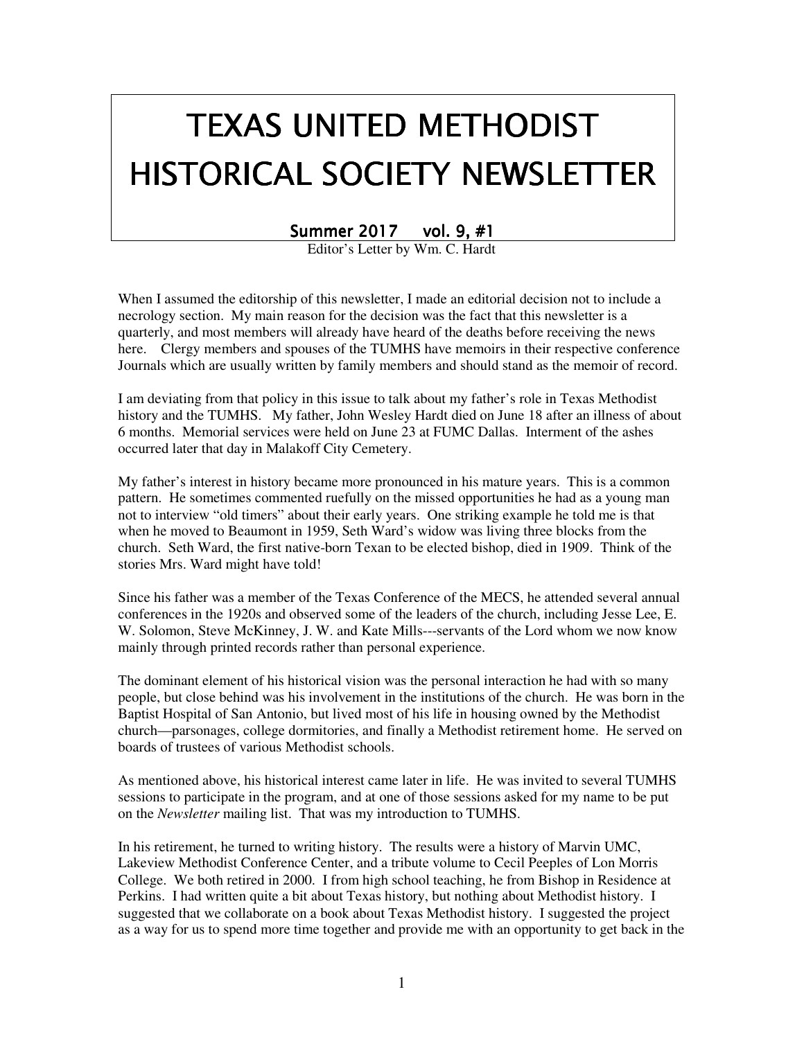# TEXAS UNITED METHODIST HISTORICAL SOCIETY NEWSLETTER

## Summer 2017 vol. 9, #1

Editor's Letter by Wm. C. Hardt

When I assumed the editorship of this newsletter, I made an editorial decision not to include a necrology section. My main reason for the decision was the fact that this newsletter is a quarterly, and most members will already have heard of the deaths before receiving the news here. Clergy members and spouses of the TUMHS have memoirs in their respective conference Journals which are usually written by family members and should stand as the memoir of record.

I am deviating from that policy in this issue to talk about my father's role in Texas Methodist history and the TUMHS. My father, John Wesley Hardt died on June 18 after an illness of about 6 months. Memorial services were held on June 23 at FUMC Dallas. Interment of the ashes occurred later that day in Malakoff City Cemetery.

My father's interest in history became more pronounced in his mature years. This is a common pattern. He sometimes commented ruefully on the missed opportunities he had as a young man not to interview "old timers" about their early years. One striking example he told me is that when he moved to Beaumont in 1959, Seth Ward's widow was living three blocks from the church. Seth Ward, the first native-born Texan to be elected bishop, died in 1909. Think of the stories Mrs. Ward might have told!

Since his father was a member of the Texas Conference of the MECS, he attended several annual conferences in the 1920s and observed some of the leaders of the church, including Jesse Lee, E. W. Solomon, Steve McKinney, J. W. and Kate Mills---servants of the Lord whom we now know mainly through printed records rather than personal experience.

The dominant element of his historical vision was the personal interaction he had with so many people, but close behind was his involvement in the institutions of the church. He was born in the Baptist Hospital of San Antonio, but lived most of his life in housing owned by the Methodist church—parsonages, college dormitories, and finally a Methodist retirement home. He served on boards of trustees of various Methodist schools.

As mentioned above, his historical interest came later in life. He was invited to several TUMHS sessions to participate in the program, and at one of those sessions asked for my name to be put on the *Newsletter* mailing list. That was my introduction to TUMHS.

In his retirement, he turned to writing history. The results were a history of Marvin UMC, Lakeview Methodist Conference Center, and a tribute volume to Cecil Peeples of Lon Morris College. We both retired in 2000. I from high school teaching, he from Bishop in Residence at Perkins. I had written quite a bit about Texas history, but nothing about Methodist history. I suggested that we collaborate on a book about Texas Methodist history. I suggested the project as a way for us to spend more time together and provide me with an opportunity to get back in the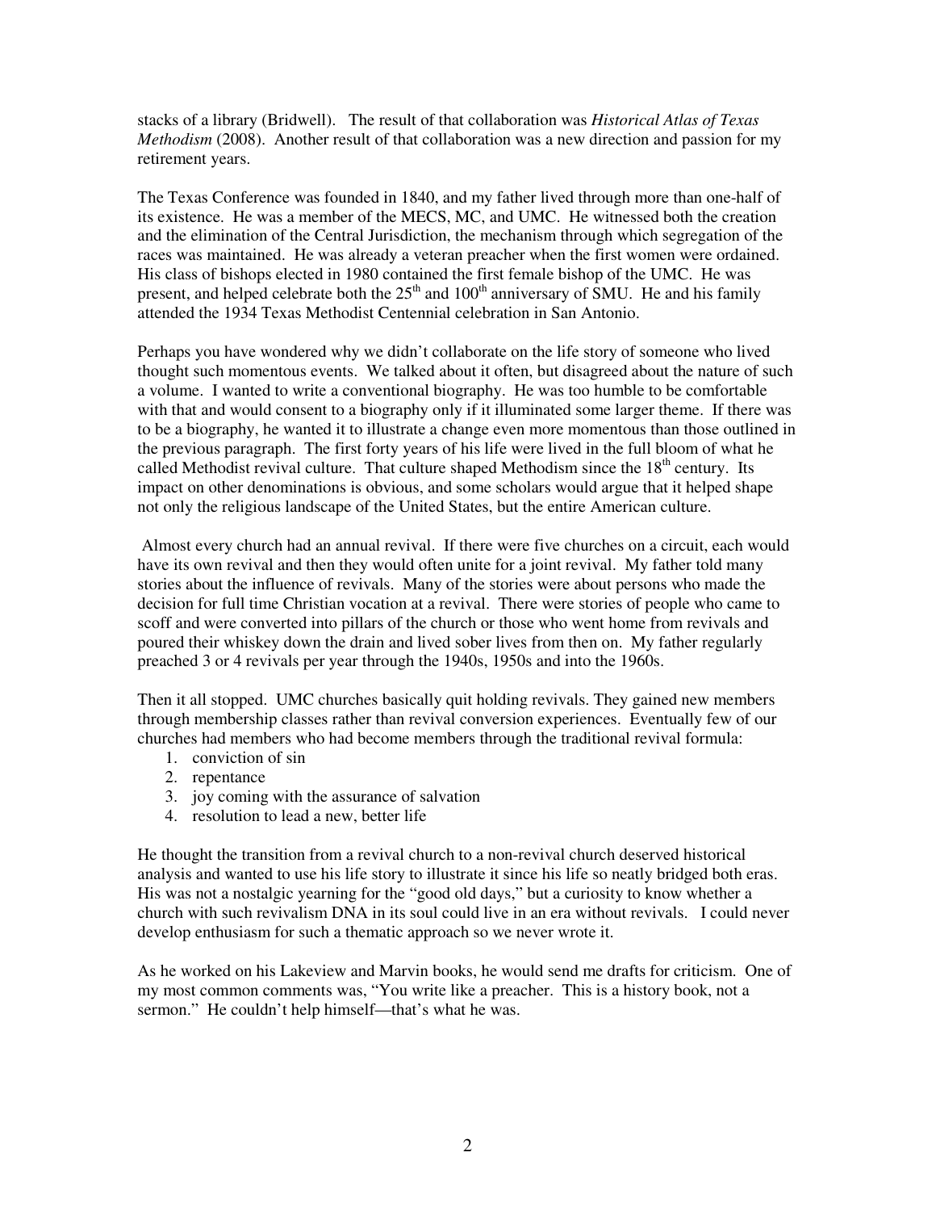stacks of a library (Bridwell). The result of that collaboration was *Historical Atlas of Texas Methodism* (2008). Another result of that collaboration was a new direction and passion for my retirement years.

The Texas Conference was founded in 1840, and my father lived through more than one-half of its existence. He was a member of the MECS, MC, and UMC. He witnessed both the creation and the elimination of the Central Jurisdiction, the mechanism through which segregation of the races was maintained. He was already a veteran preacher when the first women were ordained. His class of bishops elected in 1980 contained the first female bishop of the UMC. He was present, and helped celebrate both the 25th and 100th anniversary of SMU. He and his family attended the 1934 Texas Methodist Centennial celebration in San Antonio.

Perhaps you have wondered why we didn't collaborate on the life story of someone who lived thought such momentous events. We talked about it often, but disagreed about the nature of such a volume. I wanted to write a conventional biography. He was too humble to be comfortable with that and would consent to a biography only if it illuminated some larger theme. If there was to be a biography, he wanted it to illustrate a change even more momentous than those outlined in the previous paragraph. The first forty years of his life were lived in the full bloom of what he called Methodist revival culture. That culture shaped Methodism since the 18th century. Its impact on other denominations is obvious, and some scholars would argue that it helped shape not only the religious landscape of the United States, but the entire American culture.

Almost every church had an annual revival. If there were five churches on a circuit, each would have its own revival and then they would often unite for a joint revival. My father told many stories about the influence of revivals. Many of the stories were about persons who made the decision for full time Christian vocation at a revival. There were stories of people who came to scoff and were converted into pillars of the church or those who went home from revivals and poured their whiskey down the drain and lived sober lives from then on. My father regularly preached 3 or 4 revivals per year through the 1940s, 1950s and into the 1960s.

Then it all stopped. UMC churches basically quit holding revivals. They gained new members through membership classes rather than revival conversion experiences. Eventually few of our churches had members who had become members through the traditional revival formula:

1. conviction of sin
2. repentance
3. joy coming with the assurance of salvation
4. resolution to lead a new, better life

He thought the transition from a revival church to a non-revival church deserved historical analysis and wanted to use his life story to illustrate it since his life so neatly bridged both eras. His was not a nostalgic yearning for the "good old days," but a curiosity to know whether a church with such revivalism DNA in its soul could live in an era without revivals. I could never develop enthusiasm for such a thematic approach so we never wrote it.

As he worked on his Lakeview and Marvin books, he would send me drafts for criticism. One of my most common comments was, "You write like a preacher. This is a history book, not a sermon." He couldn't help himself—that's what he was.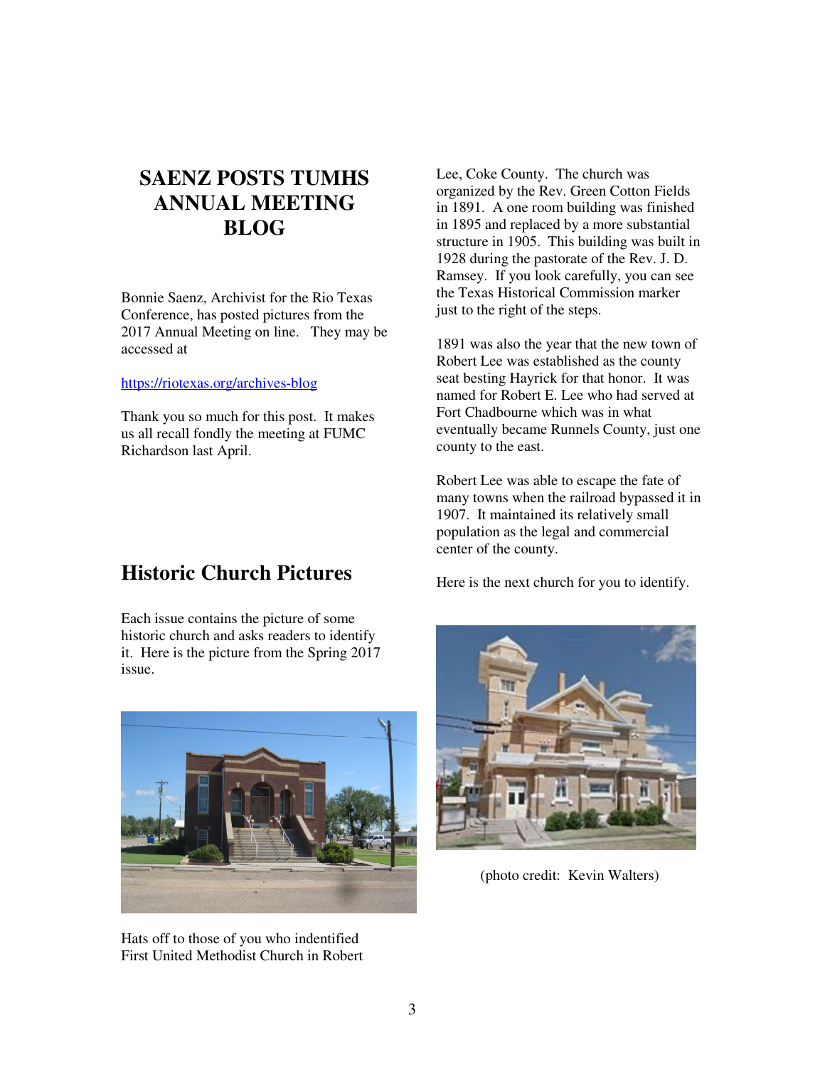## SAENZ POSTS TUMHS ANNUAL MEETING BLOG

Bonnie Saenz, Archivist for the Rio Texas Conference, has posted pictures from the 2017 Annual Meeting on line. They may be accessed at

https://riotexas.org/archives-blog

Thank you so much for this post. It makes us all recall fondly the meeting at FUMC Richardson last April.

## Historic Church Pictures

Each issue contains the picture of some historic church and asks readers to identify it. Here is the picture from the Spring 2017 issue.

Hats off to those of you who indentified First United Methodist Church in Robert Lee, Coke County. The church was organized by the Rev. Green Cotton Fields in 1891. A one room building was finished in 1895 and replaced by a more substantial structure in 1905. This building was built in 1928 during the pastorate of the Rev. J. D. Ramsey. If you look carefully, you can see the Texas Historical Commission marker just to the right of the steps.

1891 was also the year that the new town of Robert Lee was established as the county seat besting Hayrick for that honor. It was named for Robert E. Lee who had served at Fort Chadbourne which was in what eventually became Runnels County, just one county to the east.

Robert Lee was able to escape the fate of many towns when the railroad bypassed it in 1907. It maintained its relatively small population as the legal and commercial center of the county.

Here is the next church for you to identify.

(photo credit: Kevin Walters)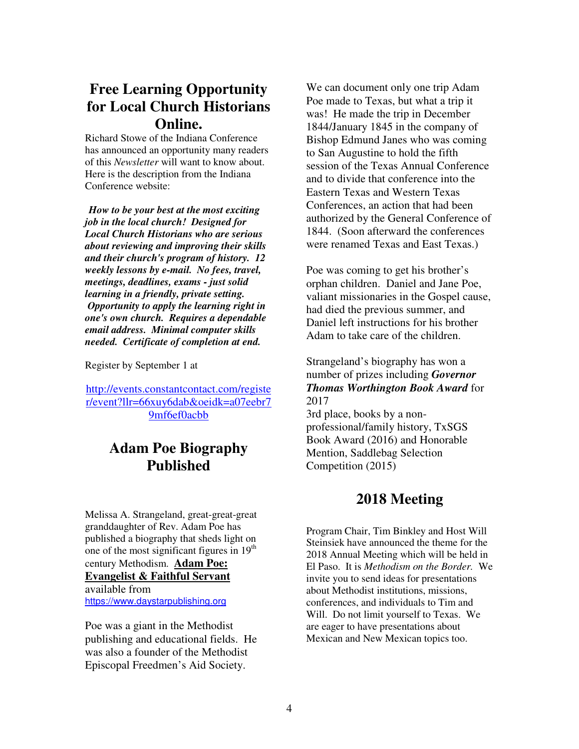## Free Learning Opportunity for Local Church Historians Online.

Richard Stowe of the Indiana Conference has announced an opportunity many readers of this *Newsletter* will want to know about. Here is the description from the Indiana Conference website:

***How to be your best at the most exciting job in the local church! Designed for Local Church Historians who are serious about reviewing and improving their skills and their church's program of history. 12 weekly lessons by e-mail. No fees, travel, meetings, deadlines, exams - just solid learning in a friendly, private setting. Opportunity to apply the learning right in one's own church. Requires a dependable email address. Minimal computer skills needed. Certificate of completion at end.***

Register by September 1 at

http://events.constantcontact.com/register/event?llr=66xuy6dab&oeidk=a07eebr79mf6ef0acbb

## Adam Poe Biography Published

Melissa A. Strangeland, great-great-great granddaughter of Rev. Adam Poe has published a biography that sheds light on one of the most significant figures in 19th century Methodism. **Adam Poe: Evangelist & Faithful Servant** available from https://www.daystarpublishing.org

Poe was a giant in the Methodist publishing and educational fields. He was also a founder of the Methodist Episcopal Freedmen's Aid Society.

We can document only one trip Adam Poe made to Texas, but what a trip it was! He made the trip in December 1844/January 1845 in the company of Bishop Edmund Janes who was coming to San Augustine to hold the fifth session of the Texas Annual Conference and to divide that conference into the Eastern Texas and Western Texas Conferences, an action that had been authorized by the General Conference of 1844. (Soon afterward the conferences were renamed Texas and East Texas.)

Poe was coming to get his brother's orphan children. Daniel and Jane Poe, valiant missionaries in the Gospel cause, had died the previous summer, and Daniel left instructions for his brother Adam to take care of the children.

Strangeland's biography has won a number of prizes including ***Governor Thomas Worthington Book Award*** for 2017
3rd place, books by a non-professional/family history, TxSGS Book Award (2016) and Honorable Mention, Saddlebag Selection Competition (2015)

## 2018 Meeting

Program Chair, Tim Binkley and Host Will Steinsiek have announced the theme for the 2018 Annual Meeting which will be held in El Paso. It is *Methodism on the Border.* We invite you to send ideas for presentations about Methodist institutions, missions, conferences, and individuals to Tim and Will. Do not limit yourself to Texas. We are eager to have presentations about Mexican and New Mexican topics too.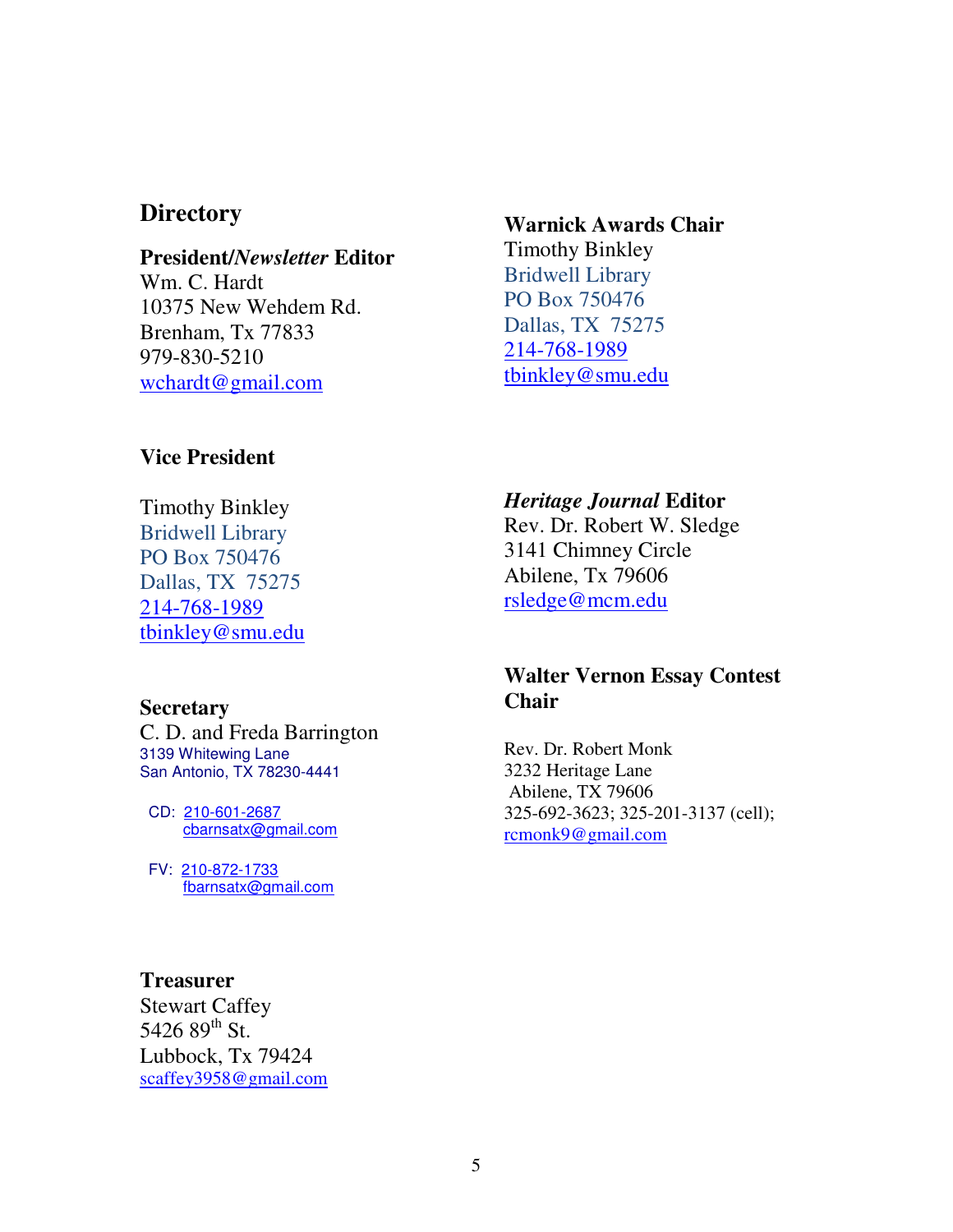# Directory

**President/*Newsletter* Editor**
Wm. C. Hardt
10375 New Wehdem Rd.
Brenham, Tx 77833
979-830-5210
wchardt@gmail.com

**Vice President**

Timothy Binkley
Bridwell Library
PO Box 750476
Dallas, TX 75275
214-768-1989
tbinkley@smu.edu

**Secretary**
C. D. and Freda Barrington
3139 Whitewing Lane
San Antonio, TX 78230-4441

CD: 210-601-2687
cbarnsatx@gmail.com

FV: 210-872-1733
fbarnsatx@gmail.com

**Treasurer**
Stewart Caffey
5426 89th St.
Lubbock, Tx 79424
scaffey3958@gmail.com

**Warnick Awards Chair**
Timothy Binkley
Bridwell Library
PO Box 750476
Dallas, TX 75275
214-768-1989
tbinkley@smu.edu

***Heritage Journal* Editor**
Rev. Dr. Robert W. Sledge
3141 Chimney Circle
Abilene, Tx 79606
rsledge@mcm.edu

**Walter Vernon Essay Contest Chair**

Rev. Dr. Robert Monk
3232 Heritage Lane
Abilene, TX 79606
325-692-3623; 325-201-3137 (cell);
rcmonk9@gmail.com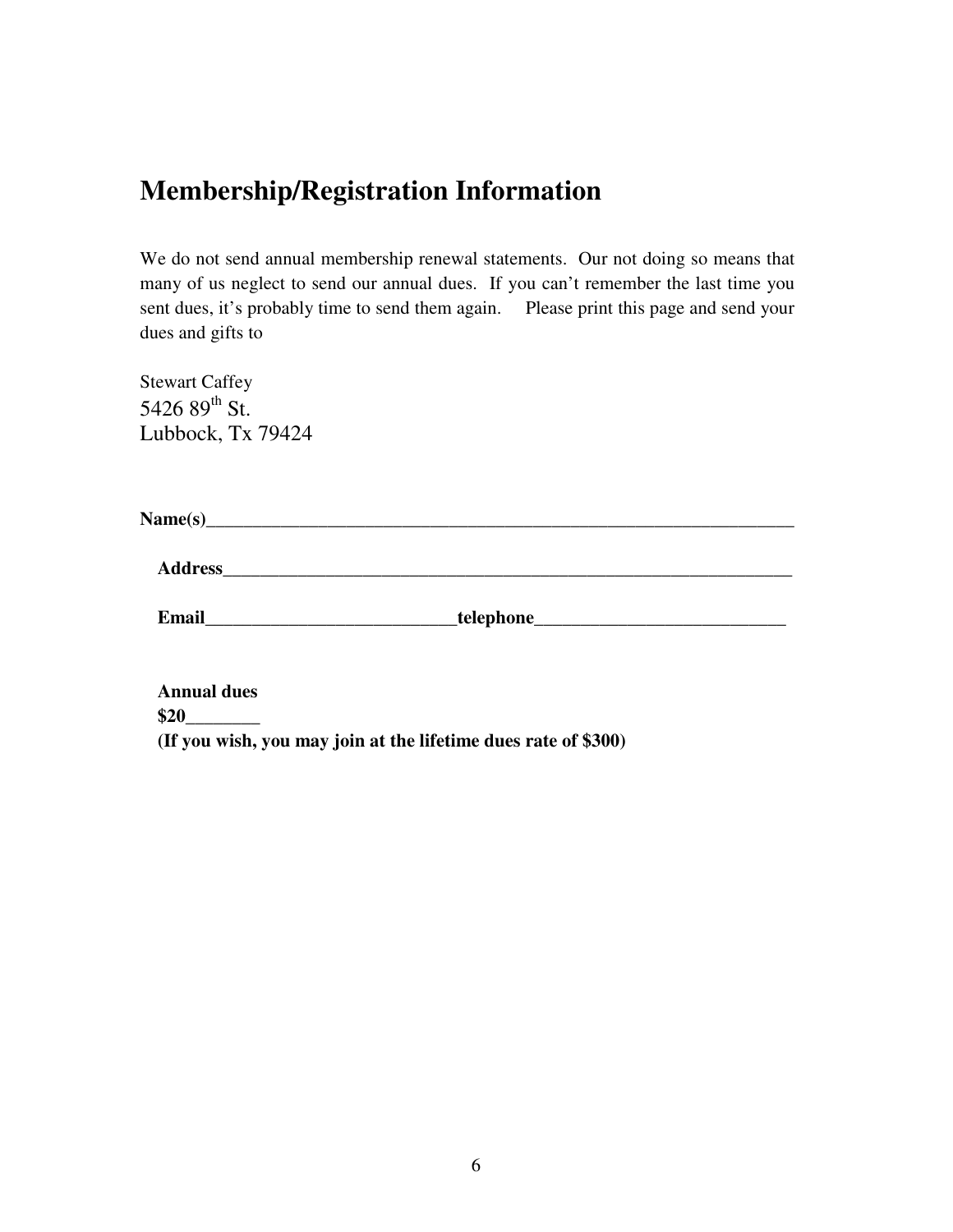# Membership/Registration Information

We do not send annual membership renewal statements. Our not doing so means that many of us neglect to send our annual dues. If you can't remember the last time you sent dues, it's probably time to send them again. Please print this page and send your dues and gifts to

Stewart Caffey
5426 89th St.
Lubbock, Tx 79424

**Name(s)_________________________________________________________________**

**Address______________________________________________________________**

**Email___________________________telephone___________________________**

**Annual dues**
**$20________**
**(If you wish, you may join at the lifetime dues rate of $300)**